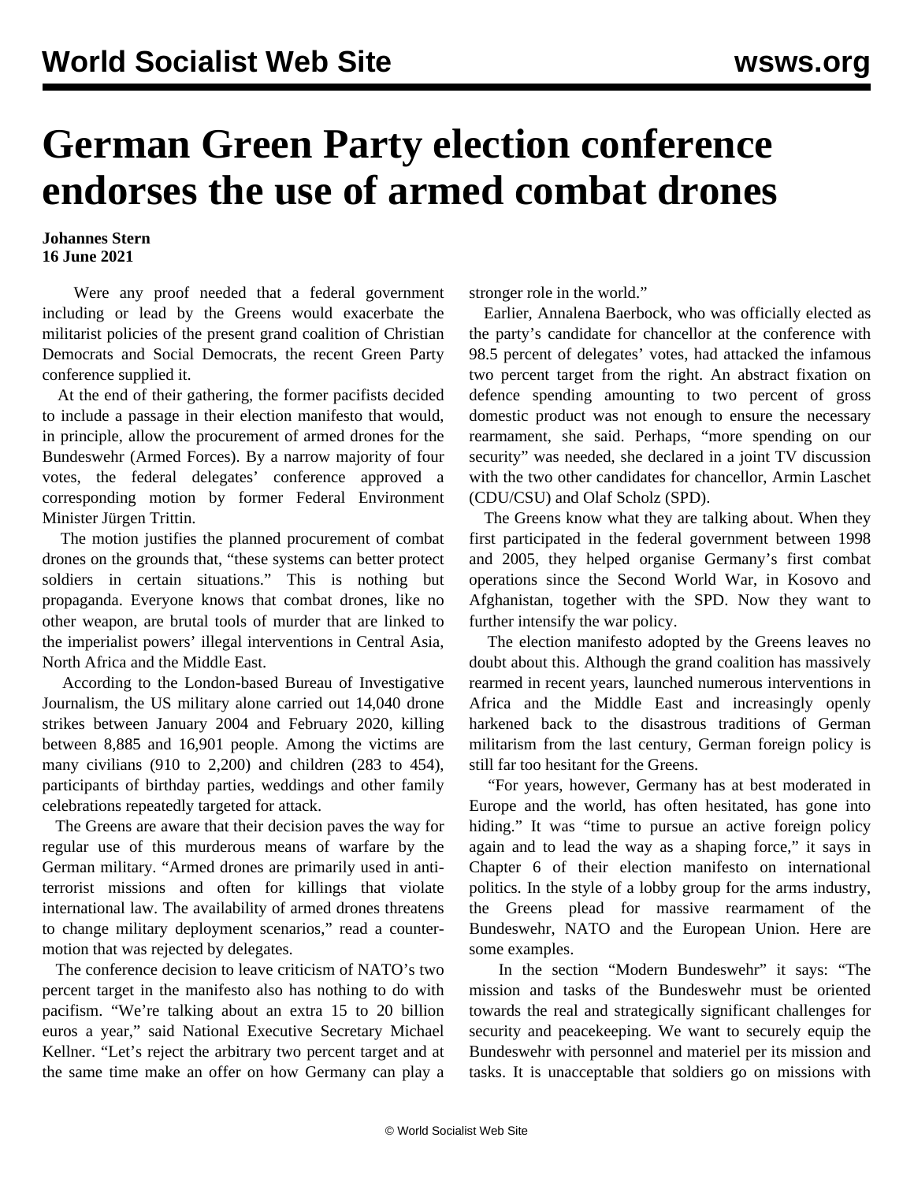# German Green Party election conference endorses the use of armed combat drones

**Johannes Stern**
**16 June 2021**

Were any proof needed that a federal government including or lead by the Greens would exacerbate the militarist policies of the present grand coalition of Christian Democrats and Social Democrats, the recent Green Party conference supplied it.

At the end of their gathering, the former pacifists decided to include a passage in their election manifesto that would, in principle, allow the procurement of armed drones for the Bundeswehr (Armed Forces). By a narrow majority of four votes, the federal delegates' conference approved a corresponding motion by former Federal Environment Minister Jürgen Trittin.

The motion justifies the planned procurement of combat drones on the grounds that, "these systems can better protect soldiers in certain situations." This is nothing but propaganda. Everyone knows that combat drones, like no other weapon, are brutal tools of murder that are linked to the imperialist powers' illegal interventions in Central Asia, North Africa and the Middle East.

According to the London-based Bureau of Investigative Journalism, the US military alone carried out 14,040 drone strikes between January 2004 and February 2020, killing between 8,885 and 16,901 people. Among the victims are many civilians (910 to 2,200) and children (283 to 454), participants of birthday parties, weddings and other family celebrations repeatedly targeted for attack.

The Greens are aware that their decision paves the way for regular use of this murderous means of warfare by the German military. "Armed drones are primarily used in anti-terrorist missions and often for killings that violate international law. The availability of armed drones threatens to change military deployment scenarios," read a counter-motion that was rejected by delegates.

The conference decision to leave criticism of NATO's two percent target in the manifesto also has nothing to do with pacifism. "We're talking about an extra 15 to 20 billion euros a year," said National Executive Secretary Michael Kellner. "Let's reject the arbitrary two percent target and at the same time make an offer on how Germany can play a stronger role in the world."

Earlier, Annalena Baerbock, who was officially elected as the party's candidate for chancellor at the conference with 98.5 percent of delegates' votes, had attacked the infamous two percent target from the right. An abstract fixation on defence spending amounting to two percent of gross domestic product was not enough to ensure the necessary rearmament, she said. Perhaps, "more spending on our security" was needed, she declared in a joint TV discussion with the two other candidates for chancellor, Armin Laschet (CDU/CSU) and Olaf Scholz (SPD).

The Greens know what they are talking about. When they first participated in the federal government between 1998 and 2005, they helped organise Germany's first combat operations since the Second World War, in Kosovo and Afghanistan, together with the SPD. Now they want to further intensify the war policy.

The election manifesto adopted by the Greens leaves no doubt about this. Although the grand coalition has massively rearmed in recent years, launched numerous interventions in Africa and the Middle East and increasingly openly harkened back to the disastrous traditions of German militarism from the last century, German foreign policy is still far too hesitant for the Greens.

"For years, however, Germany has at best moderated in Europe and the world, has often hesitated, has gone into hiding." It was "time to pursue an active foreign policy again and to lead the way as a shaping force," it says in Chapter 6 of their election manifesto on international politics. In the style of a lobby group for the arms industry, the Greens plead for massive rearmament of the Bundeswehr, NATO and the European Union. Here are some examples.

In the section "Modern Bundeswehr" it says: "The mission and tasks of the Bundeswehr must be oriented towards the real and strategically significant challenges for security and peacekeeping. We want to securely equip the Bundeswehr with personnel and materiel per its mission and tasks. It is unacceptable that soldiers go on missions with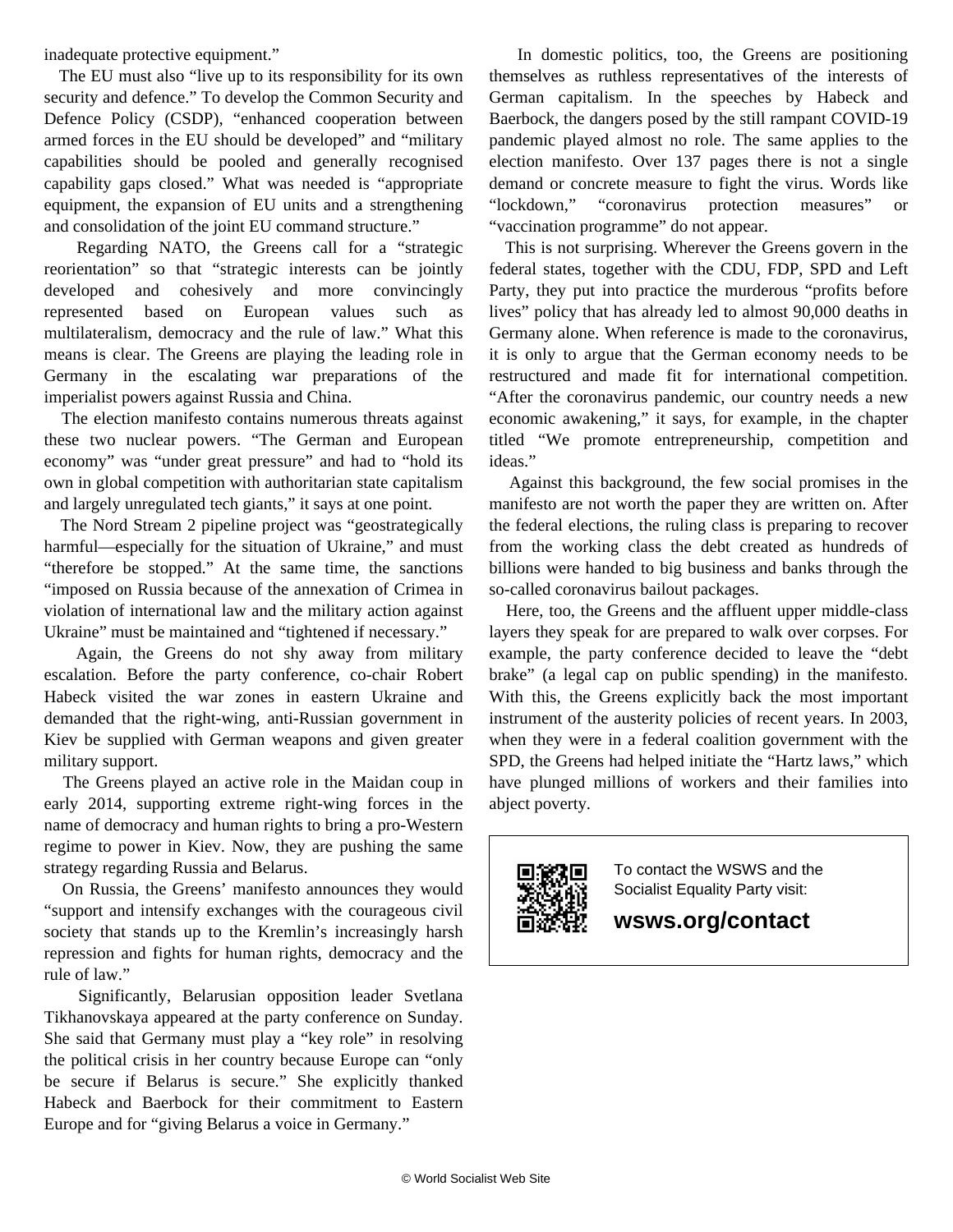inadequate protective equipment."

The EU must also "live up to its responsibility for its own security and defence." To develop the Common Security and Defence Policy (CSDP), "enhanced cooperation between armed forces in the EU should be developed" and "military capabilities should be pooled and generally recognised capability gaps closed." What was needed is "appropriate equipment, the expansion of EU units and a strengthening and consolidation of the joint EU command structure."

Regarding NATO, the Greens call for a "strategic reorientation" so that "strategic interests can be jointly developed and cohesively and more convincingly represented based on European values such as multilateralism, democracy and the rule of law." What this means is clear. The Greens are playing the leading role in Germany in the escalating war preparations of the imperialist powers against Russia and China.

The election manifesto contains numerous threats against these two nuclear powers. "The German and European economy" was "under great pressure" and had to "hold its own in global competition with authoritarian state capitalism and largely unregulated tech giants," it says at one point.

The Nord Stream 2 pipeline project was "geostrategically harmful—especially for the situation of Ukraine," and must "therefore be stopped." At the same time, the sanctions "imposed on Russia because of the annexation of Crimea in violation of international law and the military action against Ukraine" must be maintained and "tightened if necessary."

Again, the Greens do not shy away from military escalation. Before the party conference, co-chair Robert Habeck visited the war zones in eastern Ukraine and demanded that the right-wing, anti-Russian government in Kiev be supplied with German weapons and given greater military support.

The Greens played an active role in the Maidan coup in early 2014, supporting extreme right-wing forces in the name of democracy and human rights to bring a pro-Western regime to power in Kiev. Now, they are pushing the same strategy regarding Russia and Belarus.

On Russia, the Greens' manifesto announces they would "support and intensify exchanges with the courageous civil society that stands up to the Kremlin's increasingly harsh repression and fights for human rights, democracy and the rule of law."

Significantly, Belarusian opposition leader Svetlana Tikhanovskaya appeared at the party conference on Sunday. She said that Germany must play a "key role" in resolving the political crisis in her country because Europe can "only be secure if Belarus is secure." She explicitly thanked Habeck and Baerbock for their commitment to Eastern Europe and for "giving Belarus a voice in Germany."

In domestic politics, too, the Greens are positioning themselves as ruthless representatives of the interests of German capitalism. In the speeches by Habeck and Baerbock, the dangers posed by the still rampant COVID-19 pandemic played almost no role. The same applies to the election manifesto. Over 137 pages there is not a single demand or concrete measure to fight the virus. Words like "lockdown," "coronavirus protection measures" or "vaccination programme" do not appear.

This is not surprising. Wherever the Greens govern in the federal states, together with the CDU, FDP, SPD and Left Party, they put into practice the murderous "profits before lives" policy that has already led to almost 90,000 deaths in Germany alone. When reference is made to the coronavirus, it is only to argue that the German economy needs to be restructured and made fit for international competition. "After the coronavirus pandemic, our country needs a new economic awakening," it says, for example, in the chapter titled "We promote entrepreneurship, competition and ideas."

Against this background, the few social promises in the manifesto are not worth the paper they are written on. After the federal elections, the ruling class is preparing to recover from the working class the debt created as hundreds of billions were handed to big business and banks through the so-called coronavirus bailout packages.

Here, too, the Greens and the affluent upper middle-class layers they speak for are prepared to walk over corpses. For example, the party conference decided to leave the "debt brake" (a legal cap on public spending) in the manifesto. With this, the Greens explicitly back the most important instrument of the austerity policies of recent years. In 2003, when they were in a federal coalition government with the SPD, the Greens had helped initiate the "Hartz laws," which have plunged millions of workers and their families into abject poverty.

To contact the WSWS and the Socialist Equality Party visit:

**wsws.org/contact**